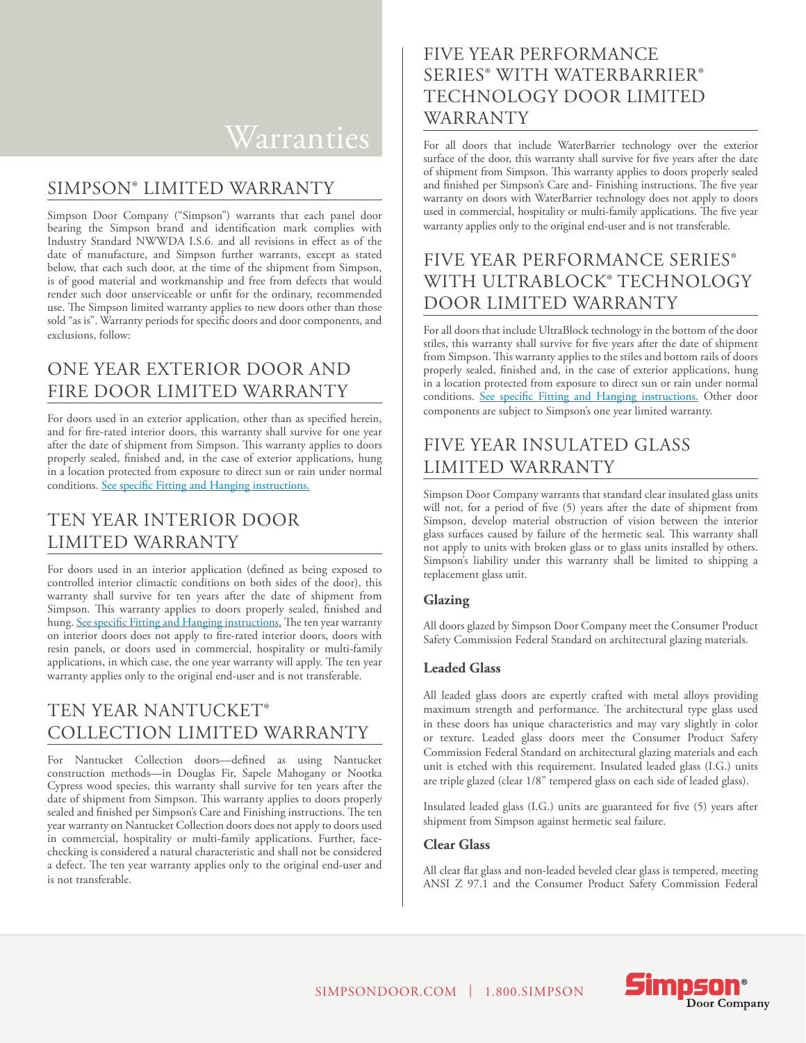# Warranties

## SIMPSON® LIMITED WARRANTY

Simpson Door Company ("Simpson") warrants that each panel door bearing the Simpson brand and identification mark complies with Industry Standard NWWDA I.S.6. and all revisions in effect as of the date of manufacture, and Simpson further warrants, except as stated below, that each such door, at the time of the shipment from Simpson, is of good material and workmanship and free from defects that would render such door unserviceable or unfit for the ordinary, recommended use. The Simpson limited warranty applies to new doors other than those sold "as is". Warranty periods for specific doors and door components, and exclusions, follow:

## ONE YEAR EXTERIOR DOOR AND FIRE DOOR LIMITED WARRANTY

For doors used in an exterior application, other than as specified herein, and for fire-rated interior doors, this warranty shall survive for one year after the date of shipment from Simpson. This warranty applies to doors properly sealed, finished and, in the case of exterior applications, hung in a location protected from exposure to direct sun or rain under normal conditions. See specific Fitting and Hanging instructions.

## TEN YEAR INTERIOR DOOR LIMITED WARRANTY

For doors used in an interior application (defined as being exposed to controlled interior climactic conditions on both sides of the door), this warranty shall survive for ten years after the date of shipment from Simpson. This warranty applies to doors properly sealed, finished and hung. See specific Fitting and Hanging instructions. The ten year warranty on interior doors does not apply to fire-rated interior doors, doors with resin panels, or doors used in commercial, hospitality or multi-family applications, in which case, the one year warranty will apply. The ten year warranty applies only to the original end-user and is not transferable.

## TEN YEAR NANTUCKET® COLLECTION LIMITED WARRANTY

For Nantucket Collection doors—defined as using Nantucket construction methods—in Douglas Fir, Sapele Mahogany or Nootka Cypress wood species, this warranty shall survive for ten years after the date of shipment from Simpson. This warranty applies to doors properly sealed and finished per Simpson's Care and Finishing instructions. The ten year warranty on Nantucket Collection doors does not apply to doors used in commercial, hospitality or multi-family applications. Further, face-checking is considered a natural characteristic and shall not be considered a defect. The ten year warranty applies only to the original end-user and is not transferable.

## FIVE YEAR PERFORMANCE SERIES® WITH WATERBARRIER® TECHNOLOGY DOOR LIMITED WARRANTY

For all doors that include WaterBarrier technology over the exterior surface of the door, this warranty shall survive for five years after the date of shipment from Simpson. This warranty applies to doors properly sealed and finished per Simpson's Care and- Finishing instructions. The five year warranty on doors with WaterBarrier technology does not apply to doors used in commercial, hospitality or multi-family applications. The five year warranty applies only to the original end-user and is not transferable.

## FIVE YEAR PERFORMANCE SERIES® WITH ULTRABLOCK® TECHNOLOGY DOOR LIMITED WARRANTY

For all doors that include UltraBlock technology in the bottom of the door stiles, this warranty shall survive for five years after the date of shipment from Simpson. This warranty applies to the stiles and bottom rails of doors properly sealed, finished and, in the case of exterior applications, hung in a location protected from exposure to direct sun or rain under normal conditions. See specific Fitting and Hanging instructions. Other door components are subject to Simpson's one year limited warranty.

## FIVE YEAR INSULATED GLASS LIMITED WARRANTY

Simpson Door Company warrants that standard clear insulated glass units will not, for a period of five (5) years after the date of shipment from Simpson, develop material obstruction of vision between the interior glass surfaces caused by failure of the hermetic seal. This warranty shall not apply to units with broken glass or to glass units installed by others. Simpson's liability under this warranty shall be limited to shipping a replacement glass unit.

### Glazing

All doors glazed by Simpson Door Company meet the Consumer Product Safety Commission Federal Standard on architectural glazing materials.

### Leaded Glass

All leaded glass doors are expertly crafted with metal alloys providing maximum strength and performance. The architectural type glass used in these doors has unique characteristics and may vary slightly in color or texture. Leaded glass doors meet the Consumer Product Safety Commission Federal Standard on architectural glazing materials and each unit is etched with this requirement. Insulated leaded glass (I.G.) units are triple glazed (clear 1/8" tempered glass on each side of leaded glass).

Insulated leaded glass (I.G.) units are guaranteed for five (5) years after shipment from Simpson against hermetic seal failure.

### Clear Glass

All clear flat glass and non-leaded beveled clear glass is tempered, meeting ANSI Z 97.1 and the Consumer Product Safety Commission Federal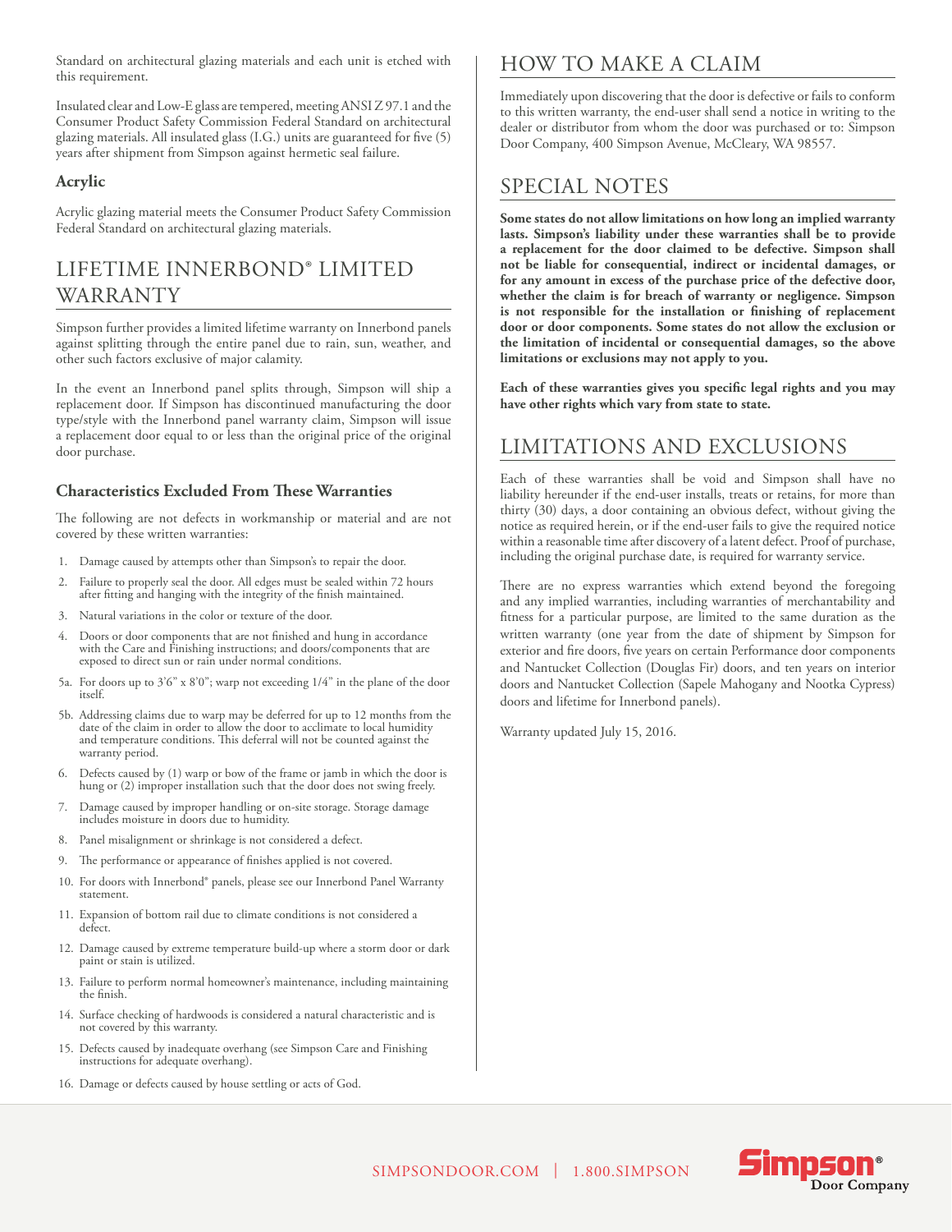Standard on architectural glazing materials and each unit is etched with this requirement.

Insulated clear and Low-E glass are tempered, meeting ANSI Z 97.1 and the Consumer Product Safety Commission Federal Standard on architectural glazing materials. All insulated glass (I.G.) units are guaranteed for five (5) years after shipment from Simpson against hermetic seal failure.

### Acrylic

Acrylic glazing material meets the Consumer Product Safety Commission Federal Standard on architectural glazing materials.

## LIFETIME INNERBOND® LIMITED WARRANTY

Simpson further provides a limited lifetime warranty on Innerbond panels against splitting through the entire panel due to rain, sun, weather, and other such factors exclusive of major calamity.

In the event an Innerbond panel splits through, Simpson will ship a replacement door. If Simpson has discontinued manufacturing the door type/style with the Innerbond panel warranty claim, Simpson will issue a replacement door equal to or less than the original price of the original door purchase.

### Characteristics Excluded From These Warranties

The following are not defects in workmanship or material and are not covered by these written warranties:

1. Damage caused by attempts other than Simpson's to repair the door.
2. Failure to properly seal the door. All edges must be sealed within 72 hours after fitting and hanging with the integrity of the finish maintained.
3. Natural variations in the color or texture of the door.
4. Doors or door components that are not finished and hung in accordance with the Care and Finishing instructions; and doors/components that are exposed to direct sun or rain under normal conditions.

5a. For doors up to 3'6" x 8'0"; warp not exceeding 1/4" in the plane of the door itself.

5b. Addressing claims due to warp may be deferred for up to 12 months from the date of the claim in order to allow the door to acclimate to local humidity and temperature conditions. This deferral will not be counted against the warranty period.

6. Defects caused by (1) warp or bow of the frame or jamb in which the door is hung or (2) improper installation such that the door does not swing freely.
7. Damage caused by improper handling or on-site storage. Storage damage includes moisture in doors due to humidity.
8. Panel misalignment or shrinkage is not considered a defect.
9. The performance or appearance of finishes applied is not covered.
10. For doors with Innerbond® panels, please see our Innerbond Panel Warranty statement.
11. Expansion of bottom rail due to climate conditions is not considered a defect.
12. Damage caused by extreme temperature build-up where a storm door or dark paint or stain is utilized.
13. Failure to perform normal homeowner's maintenance, including maintaining the finish.
14. Surface checking of hardwoods is considered a natural characteristic and is not covered by this warranty.
15. Defects caused by inadequate overhang (see Simpson Care and Finishing instructions for adequate overhang).
16. Damage or defects caused by house settling or acts of God.

## HOW TO MAKE A CLAIM

Immediately upon discovering that the door is defective or fails to conform to this written warranty, the end-user shall send a notice in writing to the dealer or distributor from whom the door was purchased or to: Simpson Door Company, 400 Simpson Avenue, McCleary, WA 98557.

## SPECIAL NOTES

**Some states do not allow limitations on how long an implied warranty lasts. Simpson's liability under these warranties shall be to provide a replacement for the door claimed to be defective. Simpson shall not be liable for consequential, indirect or incidental damages, or for any amount in excess of the purchase price of the defective door, whether the claim is for breach of warranty or negligence. Simpson is not responsible for the installation or finishing of replacement door or door components. Some states do not allow the exclusion or the limitation of incidental or consequential damages, so the above limitations or exclusions may not apply to you.**

**Each of these warranties gives you specific legal rights and you may have other rights which vary from state to state.**

## LIMITATIONS AND EXCLUSIONS

Each of these warranties shall be void and Simpson shall have no liability hereunder if the end-user installs, treats or retains, for more than thirty (30) days, a door containing an obvious defect, without giving the notice as required herein, or if the end-user fails to give the required notice within a reasonable time after discovery of a latent defect. Proof of purchase, including the original purchase date, is required for warranty service.

There are no express warranties which extend beyond the foregoing and any implied warranties, including warranties of merchantability and fitness for a particular purpose, are limited to the same duration as the written warranty (one year from the date of shipment by Simpson for exterior and fire doors, five years on certain Performance door components and Nantucket Collection (Douglas Fir) doors, and ten years on interior doors and Nantucket Collection (Sapele Mahogany and Nootka Cypress) doors and lifetime for Innerbond panels).

Warranty updated July 15, 2016.

SIMPSONDOOR.COM | 1.800.SIMPSON

Simpson® Door Company